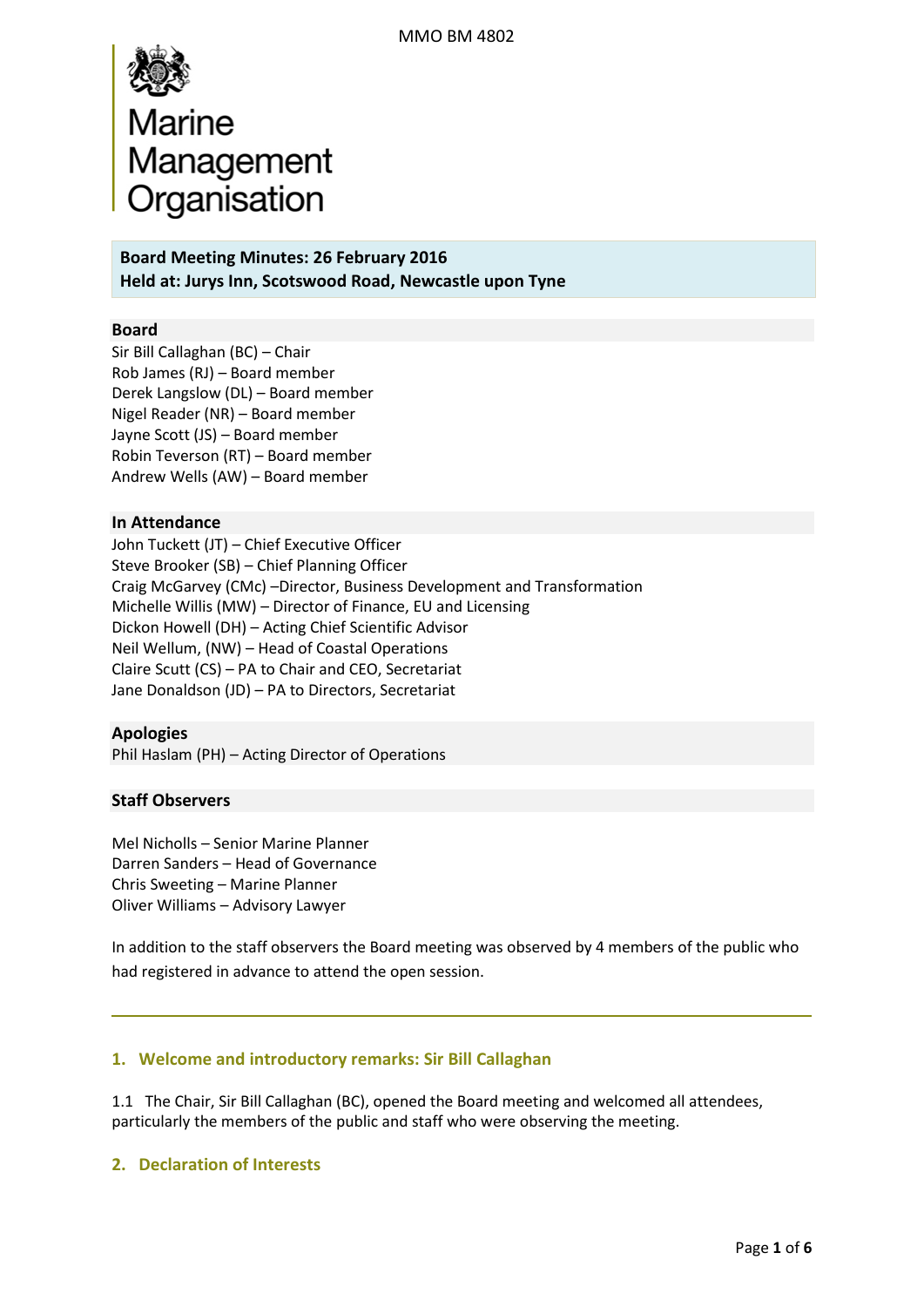Marine Management Organisation

**Board Meeting Minutes: 26 February 2016**
**Held at: Jurys Inn, Scotswood Road, Newcastle upon Tyne**

**Board**

Sir Bill Callaghan (BC) – Chair
Rob James (RJ) – Board member
Derek Langslow (DL) – Board member
Nigel Reader (NR) – Board member
Jayne Scott (JS) – Board member
Robin Teverson (RT) – Board member
Andrew Wells (AW) – Board member

**In Attendance**

John Tuckett (JT) – Chief Executive Officer
Steve Brooker (SB) – Chief Planning Officer
Craig McGarvey (CMc) –Director, Business Development and Transformation
Michelle Willis (MW) – Director of Finance, EU and Licensing
Dickon Howell (DH) – Acting Chief Scientific Advisor
Neil Wellum, (NW) – Head of Coastal Operations
Claire Scutt (CS) – PA to Chair and CEO, Secretariat
Jane Donaldson (JD) – PA to Directors, Secretariat

**Apologies**

Phil Haslam (PH) – Acting Director of Operations

**Staff Observers**

Mel Nicholls – Senior Marine Planner
Darren Sanders – Head of Governance
Chris Sweeting – Marine Planner
Oliver Williams – Advisory Lawyer

In addition to the staff observers the Board meeting was observed by 4 members of the public who had registered in advance to attend the open session.

## 1. Welcome and introductory remarks: Sir Bill Callaghan

1.1 The Chair, Sir Bill Callaghan (BC), opened the Board meeting and welcomed all attendees, particularly the members of the public and staff who were observing the meeting.

## 2. Declaration of Interests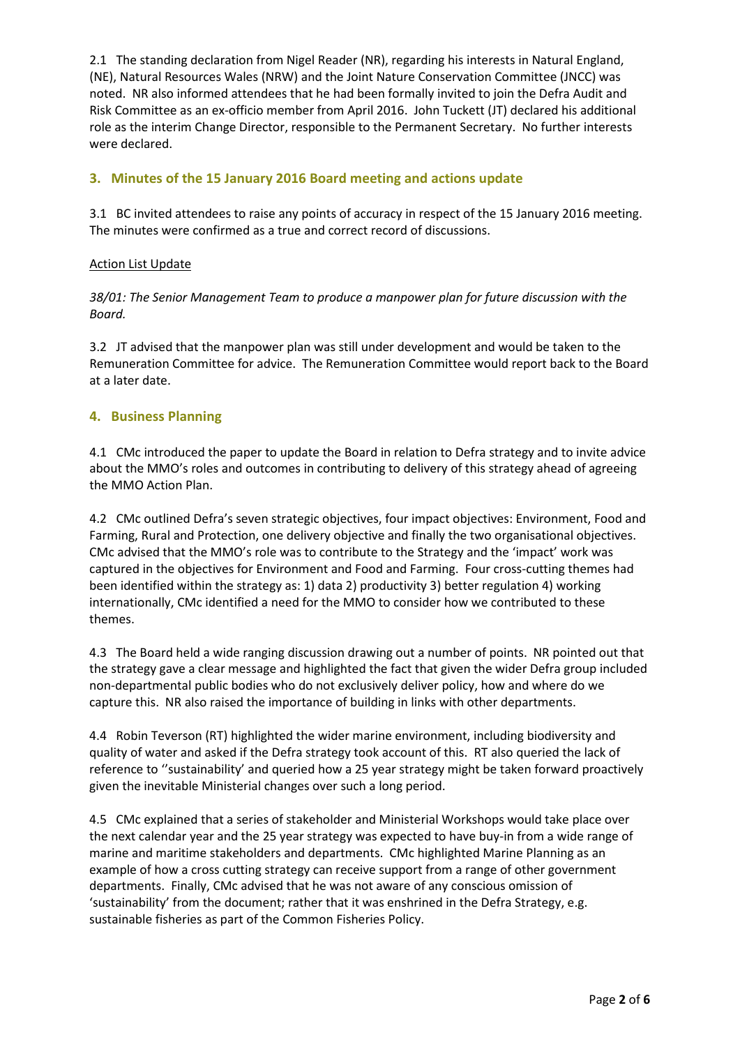2.1 The standing declaration from Nigel Reader (NR), regarding his interests in Natural England, (NE), Natural Resources Wales (NRW) and the Joint Nature Conservation Committee (JNCC) was noted. NR also informed attendees that he had been formally invited to join the Defra Audit and Risk Committee as an ex-officio member from April 2016. John Tuckett (JT) declared his additional role as the interim Change Director, responsible to the Permanent Secretary. No further interests were declared.

## 3. Minutes of the 15 January 2016 Board meeting and actions update

3.1 BC invited attendees to raise any points of accuracy in respect of the 15 January 2016 meeting. The minutes were confirmed as a true and correct record of discussions.

Action List Update

*38/01: The Senior Management Team to produce a manpower plan for future discussion with the Board.*

3.2 JT advised that the manpower plan was still under development and would be taken to the Remuneration Committee for advice. The Remuneration Committee would report back to the Board at a later date.

## 4. Business Planning

4.1 CMc introduced the paper to update the Board in relation to Defra strategy and to invite advice about the MMO's roles and outcomes in contributing to delivery of this strategy ahead of agreeing the MMO Action Plan.

4.2 CMc outlined Defra's seven strategic objectives, four impact objectives: Environment, Food and Farming, Rural and Protection, one delivery objective and finally the two organisational objectives. CMc advised that the MMO's role was to contribute to the Strategy and the 'impact' work was captured in the objectives for Environment and Food and Farming. Four cross-cutting themes had been identified within the strategy as: 1) data 2) productivity 3) better regulation 4) working internationally, CMc identified a need for the MMO to consider how we contributed to these themes.

4.3 The Board held a wide ranging discussion drawing out a number of points. NR pointed out that the strategy gave a clear message and highlighted the fact that given the wider Defra group included non-departmental public bodies who do not exclusively deliver policy, how and where do we capture this. NR also raised the importance of building in links with other departments.

4.4 Robin Teverson (RT) highlighted the wider marine environment, including biodiversity and quality of water and asked if the Defra strategy took account of this. RT also queried the lack of reference to ''sustainability' and queried how a 25 year strategy might be taken forward proactively given the inevitable Ministerial changes over such a long period.

4.5 CMc explained that a series of stakeholder and Ministerial Workshops would take place over the next calendar year and the 25 year strategy was expected to have buy-in from a wide range of marine and maritime stakeholders and departments. CMc highlighted Marine Planning as an example of how a cross cutting strategy can receive support from a range of other government departments. Finally, CMc advised that he was not aware of any conscious omission of 'sustainability' from the document; rather that it was enshrined in the Defra Strategy, e.g. sustainable fisheries as part of the Common Fisheries Policy.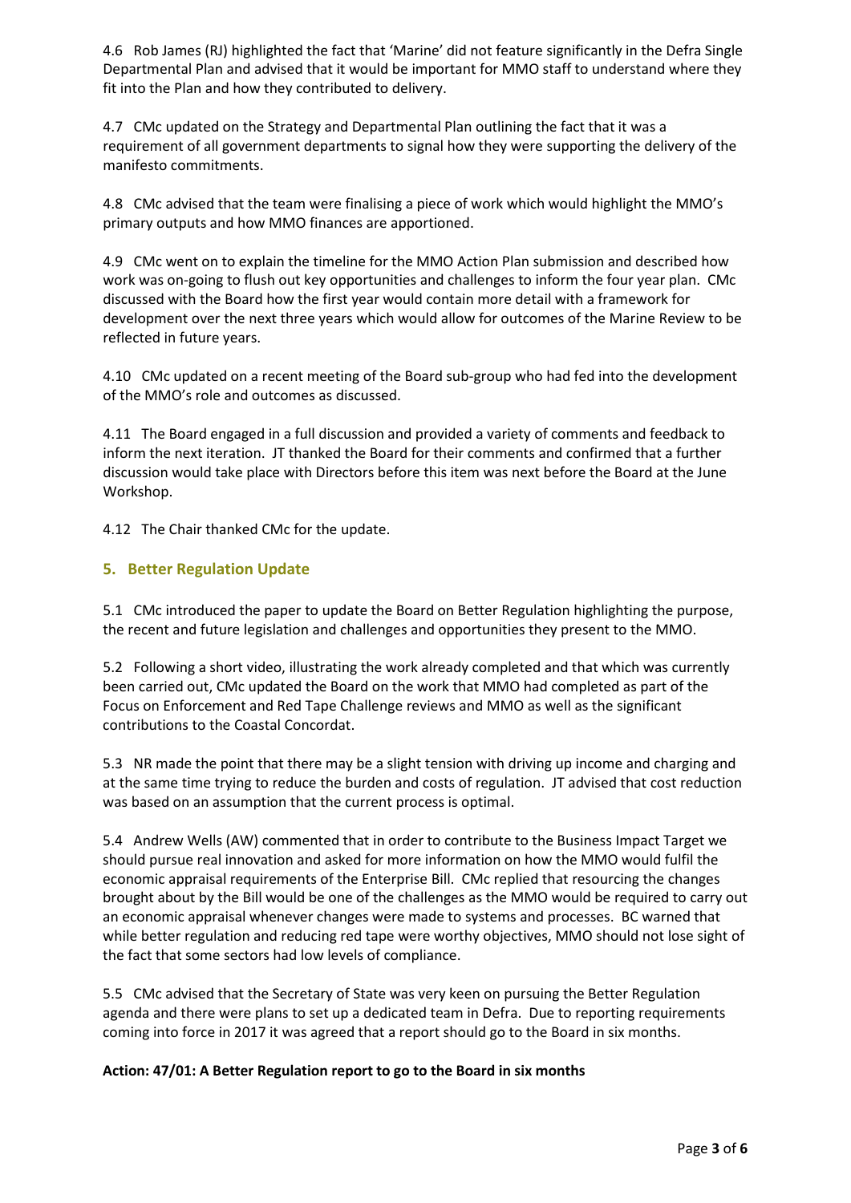4.6 Rob James (RJ) highlighted the fact that 'Marine' did not feature significantly in the Defra Single Departmental Plan and advised that it would be important for MMO staff to understand where they fit into the Plan and how they contributed to delivery.

4.7 CMc updated on the Strategy and Departmental Plan outlining the fact that it was a requirement of all government departments to signal how they were supporting the delivery of the manifesto commitments.

4.8 CMc advised that the team were finalising a piece of work which would highlight the MMO's primary outputs and how MMO finances are apportioned.

4.9 CMc went on to explain the timeline for the MMO Action Plan submission and described how work was on-going to flush out key opportunities and challenges to inform the four year plan. CMc discussed with the Board how the first year would contain more detail with a framework for development over the next three years which would allow for outcomes of the Marine Review to be reflected in future years.

4.10 CMc updated on a recent meeting of the Board sub-group who had fed into the development of the MMO's role and outcomes as discussed.

4.11 The Board engaged in a full discussion and provided a variety of comments and feedback to inform the next iteration. JT thanked the Board for their comments and confirmed that a further discussion would take place with Directors before this item was next before the Board at the June Workshop.

4.12 The Chair thanked CMc for the update.

## 5. Better Regulation Update

5.1 CMc introduced the paper to update the Board on Better Regulation highlighting the purpose, the recent and future legislation and challenges and opportunities they present to the MMO.

5.2 Following a short video, illustrating the work already completed and that which was currently been carried out, CMc updated the Board on the work that MMO had completed as part of the Focus on Enforcement and Red Tape Challenge reviews and MMO as well as the significant contributions to the Coastal Concordat.

5.3 NR made the point that there may be a slight tension with driving up income and charging and at the same time trying to reduce the burden and costs of regulation. JT advised that cost reduction was based on an assumption that the current process is optimal.

5.4 Andrew Wells (AW) commented that in order to contribute to the Business Impact Target we should pursue real innovation and asked for more information on how the MMO would fulfil the economic appraisal requirements of the Enterprise Bill. CMc replied that resourcing the changes brought about by the Bill would be one of the challenges as the MMO would be required to carry out an economic appraisal whenever changes were made to systems and processes. BC warned that while better regulation and reducing red tape were worthy objectives, MMO should not lose sight of the fact that some sectors had low levels of compliance.

5.5 CMc advised that the Secretary of State was very keen on pursuing the Better Regulation agenda and there were plans to set up a dedicated team in Defra. Due to reporting requirements coming into force in 2017 it was agreed that a report should go to the Board in six months.

**Action: 47/01: A Better Regulation report to go to the Board in six months**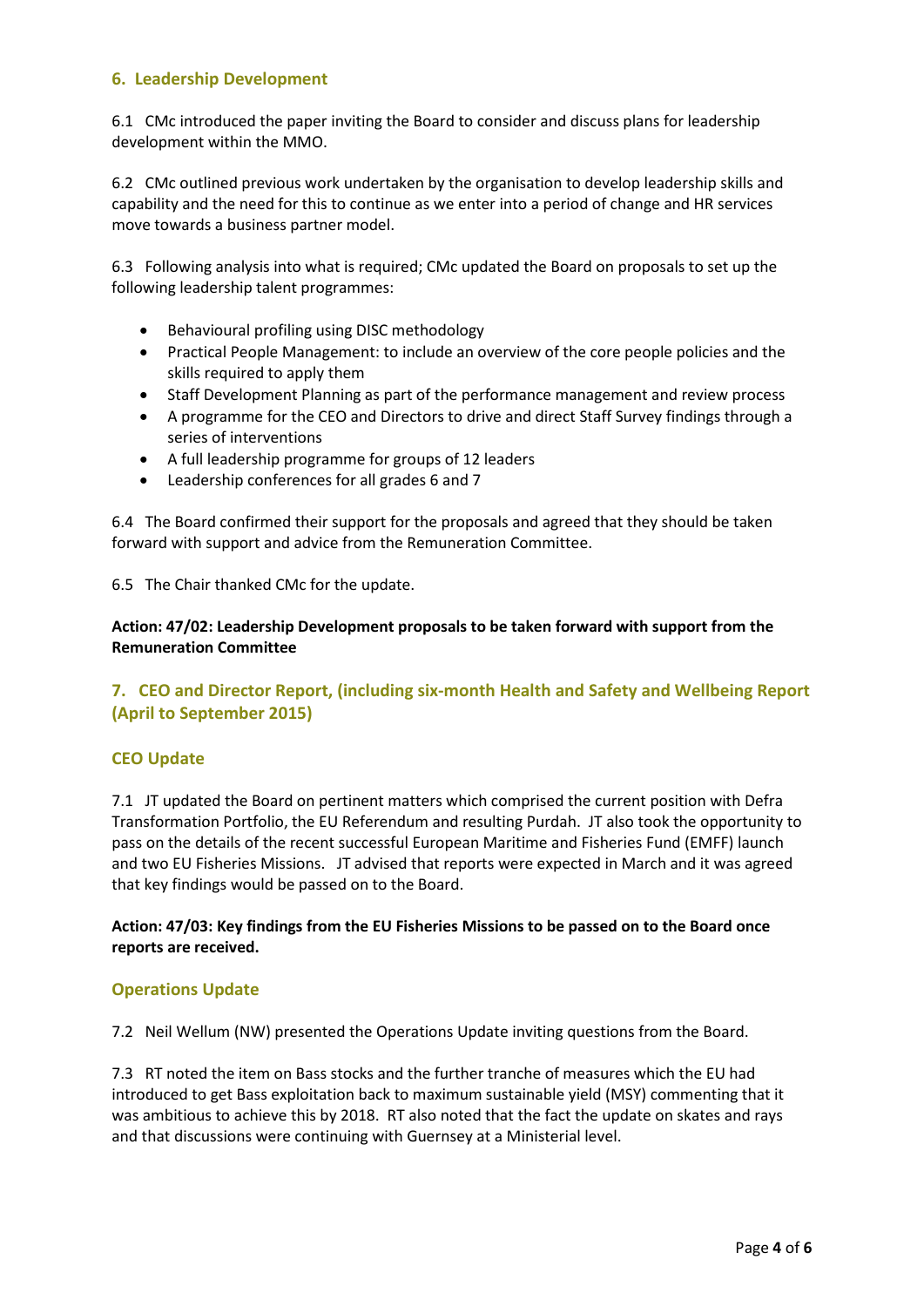## 6. Leadership Development

6.1 CMc introduced the paper inviting the Board to consider and discuss plans for leadership development within the MMO.

6.2 CMc outlined previous work undertaken by the organisation to develop leadership skills and capability and the need for this to continue as we enter into a period of change and HR services move towards a business partner model.

6.3 Following analysis into what is required; CMc updated the Board on proposals to set up the following leadership talent programmes:

- Behavioural profiling using DISC methodology
- Practical People Management: to include an overview of the core people policies and the skills required to apply them
- Staff Development Planning as part of the performance management and review process
- A programme for the CEO and Directors to drive and direct Staff Survey findings through a series of interventions
- A full leadership programme for groups of 12 leaders
- Leadership conferences for all grades 6 and 7

6.4 The Board confirmed their support for the proposals and agreed that they should be taken forward with support and advice from the Remuneration Committee.

6.5 The Chair thanked CMc for the update.

**Action: 47/02: Leadership Development proposals to be taken forward with support from the Remuneration Committee**

## 7. CEO and Director Report, (including six-month Health and Safety and Wellbeing Report (April to September 2015)

### CEO Update

7.1 JT updated the Board on pertinent matters which comprised the current position with Defra Transformation Portfolio, the EU Referendum and resulting Purdah. JT also took the opportunity to pass on the details of the recent successful European Maritime and Fisheries Fund (EMFF) launch and two EU Fisheries Missions. JT advised that reports were expected in March and it was agreed that key findings would be passed on to the Board.

**Action: 47/03: Key findings from the EU Fisheries Missions to be passed on to the Board once reports are received.**

### Operations Update

7.2 Neil Wellum (NW) presented the Operations Update inviting questions from the Board.

7.3 RT noted the item on Bass stocks and the further tranche of measures which the EU had introduced to get Bass exploitation back to maximum sustainable yield (MSY) commenting that it was ambitious to achieve this by 2018. RT also noted that the fact the update on skates and rays and that discussions were continuing with Guernsey at a Ministerial level.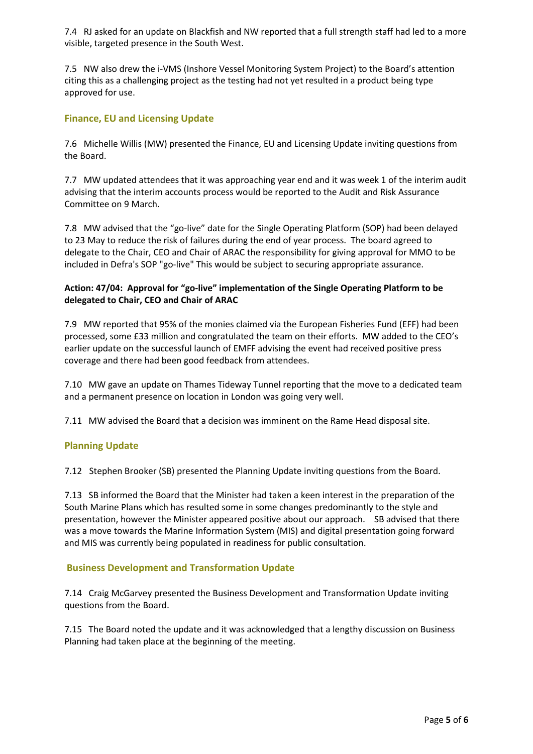7.4 RJ asked for an update on Blackfish and NW reported that a full strength staff had led to a more visible, targeted presence in the South West.

7.5 NW also drew the i-VMS (Inshore Vessel Monitoring System Project) to the Board's attention citing this as a challenging project as the testing had not yet resulted in a product being type approved for use.

## Finance, EU and Licensing Update

7.6 Michelle Willis (MW) presented the Finance, EU and Licensing Update inviting questions from the Board.

7.7 MW updated attendees that it was approaching year end and it was week 1 of the interim audit advising that the interim accounts process would be reported to the Audit and Risk Assurance Committee on 9 March.

7.8 MW advised that the "go-live" date for the Single Operating Platform (SOP) had been delayed to 23 May to reduce the risk of failures during the end of year process. The board agreed to delegate to the Chair, CEO and Chair of ARAC the responsibility for giving approval for MMO to be included in Defra's SOP "go-live" This would be subject to securing appropriate assurance.

**Action: 47/04: Approval for "go-live" implementation of the Single Operating Platform to be delegated to Chair, CEO and Chair of ARAC**

7.9 MW reported that 95% of the monies claimed via the European Fisheries Fund (EFF) had been processed, some £33 million and congratulated the team on their efforts. MW added to the CEO's earlier update on the successful launch of EMFF advising the event had received positive press coverage and there had been good feedback from attendees.

7.10 MW gave an update on Thames Tideway Tunnel reporting that the move to a dedicated team and a permanent presence on location in London was going very well.

7.11 MW advised the Board that a decision was imminent on the Rame Head disposal site.

## Planning Update

7.12 Stephen Brooker (SB) presented the Planning Update inviting questions from the Board.

7.13 SB informed the Board that the Minister had taken a keen interest in the preparation of the South Marine Plans which has resulted some in some changes predominantly to the style and presentation, however the Minister appeared positive about our approach. SB advised that there was a move towards the Marine Information System (MIS) and digital presentation going forward and MIS was currently being populated in readiness for public consultation.

## Business Development and Transformation Update

7.14 Craig McGarvey presented the Business Development and Transformation Update inviting questions from the Board.

7.15 The Board noted the update and it was acknowledged that a lengthy discussion on Business Planning had taken place at the beginning of the meeting.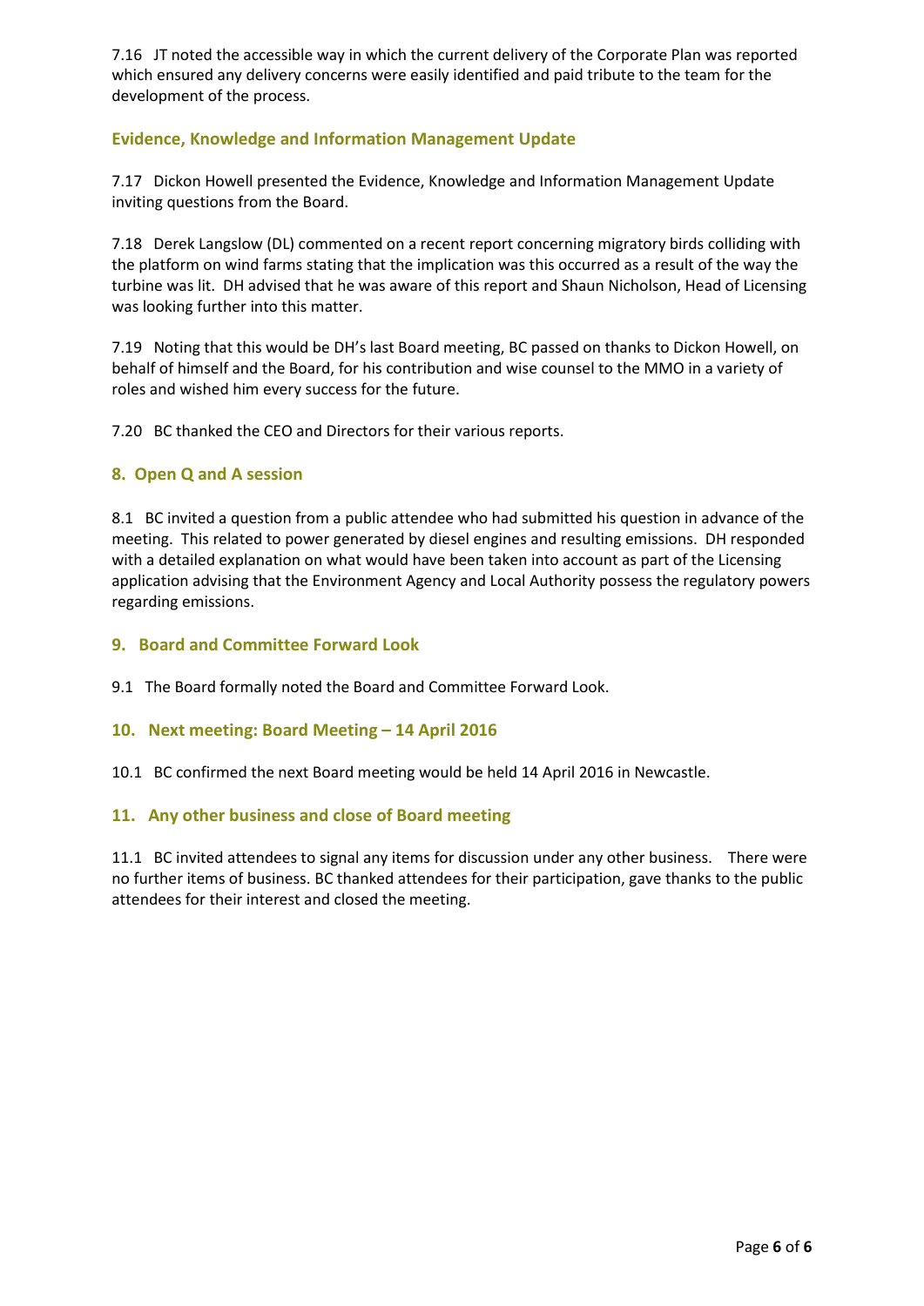7.16 JT noted the accessible way in which the current delivery of the Corporate Plan was reported which ensured any delivery concerns were easily identified and paid tribute to the team for the development of the process.

### Evidence, Knowledge and Information Management Update

7.17 Dickon Howell presented the Evidence, Knowledge and Information Management Update inviting questions from the Board.

7.18 Derek Langslow (DL) commented on a recent report concerning migratory birds colliding with the platform on wind farms stating that the implication was this occurred as a result of the way the turbine was lit. DH advised that he was aware of this report and Shaun Nicholson, Head of Licensing was looking further into this matter.

7.19 Noting that this would be DH's last Board meeting, BC passed on thanks to Dickon Howell, on behalf of himself and the Board, for his contribution and wise counsel to the MMO in a variety of roles and wished him every success for the future.

7.20 BC thanked the CEO and Directors for their various reports.

### 8. Open Q and A session

8.1 BC invited a question from a public attendee who had submitted his question in advance of the meeting. This related to power generated by diesel engines and resulting emissions. DH responded with a detailed explanation on what would have been taken into account as part of the Licensing application advising that the Environment Agency and Local Authority possess the regulatory powers regarding emissions.

### 9. Board and Committee Forward Look

9.1 The Board formally noted the Board and Committee Forward Look.

### 10. Next meeting: Board Meeting – 14 April 2016

10.1 BC confirmed the next Board meeting would be held 14 April 2016 in Newcastle.

### 11. Any other business and close of Board meeting

11.1 BC invited attendees to signal any items for discussion under any other business. There were no further items of business. BC thanked attendees for their participation, gave thanks to the public attendees for their interest and closed the meeting.